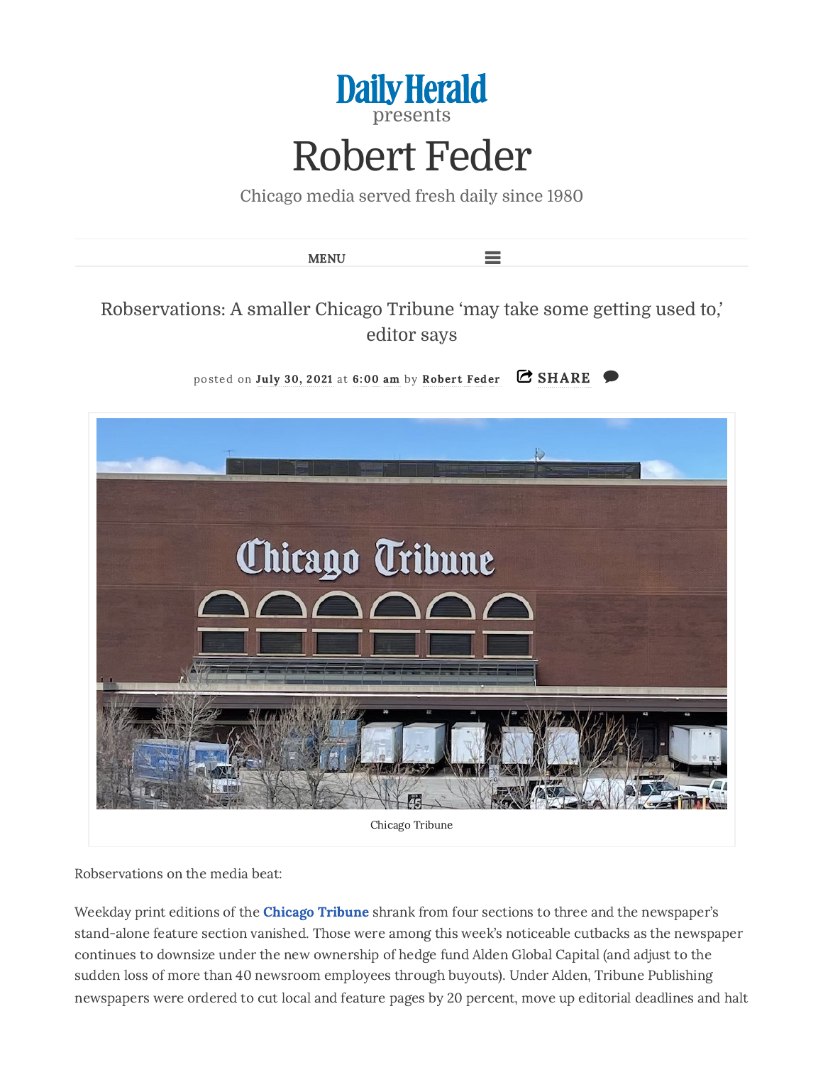Daily Herald presents

# Robert Feder

Chicago media served fresh daily since 1980

MENU

## Robservations: A smaller Chicago Tribune 'may take some getting used to,' editor says

posted on **July 30, 2021** at **6:00 am** by **Robert Feder** SHARE

Chicago Tribune

Robservations on the media beat:

Weekday print editions of the **Chicago Tribune** shrank from four sections to three and the newspaper's stand-alone feature section vanished. Those were among this week's noticeable cutbacks as the newspaper continues to downsize under the new ownership of hedge fund Alden Global Capital (and adjust to the sudden loss of more than 40 newsroom employees through buyouts). Under Alden, Tribune Publishing newspapers were ordered to cut local and feature pages by 20 percent, move up editorial deadlines and halt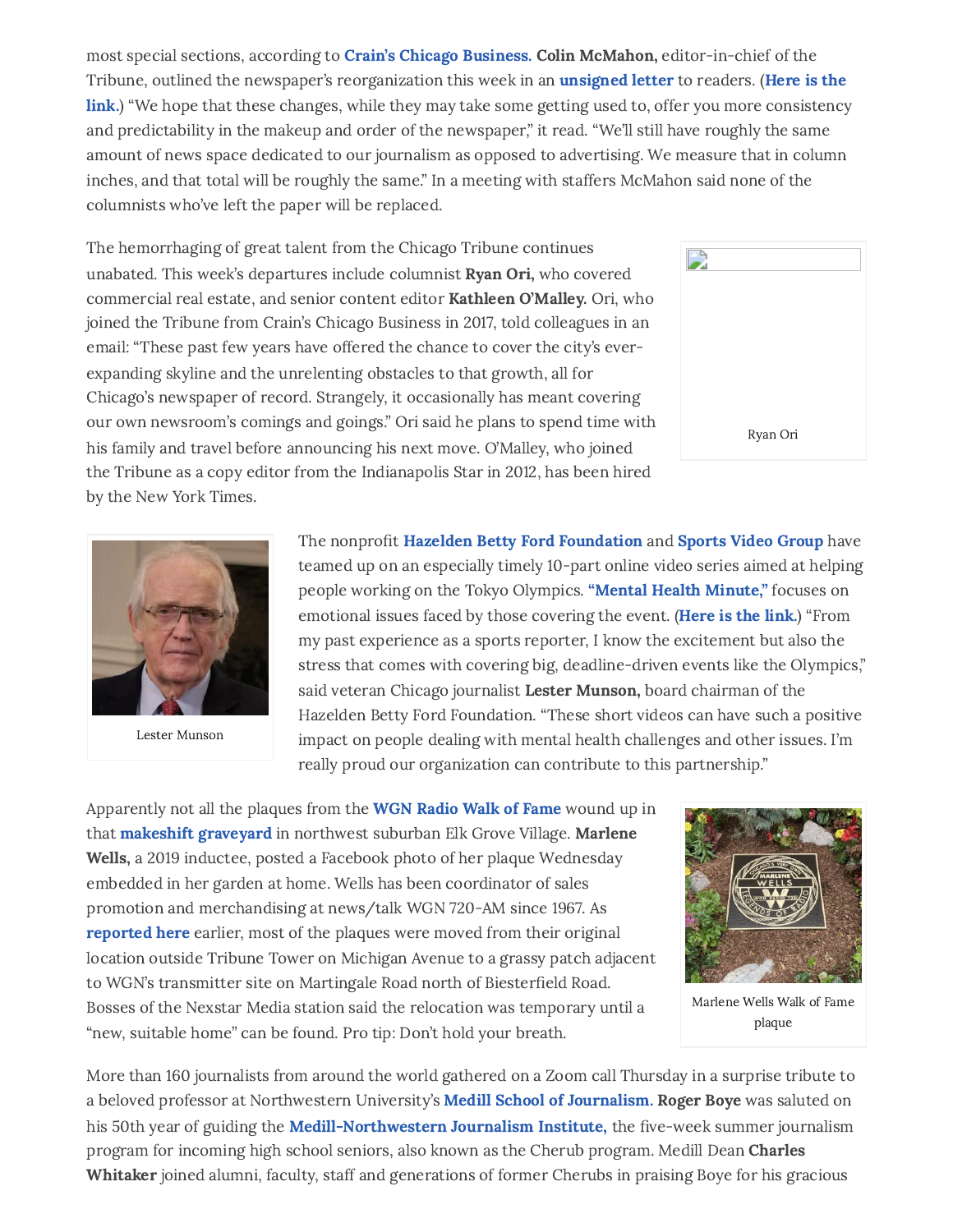most special sections, according to **Crain's Chicago Business.** **Colin McMahon,** editor-in-chief of the Tribune, outlined the newspaper's reorganization this week in an **unsigned letter** to readers. (**Here is the link.**) "We hope that these changes, while they may take some getting used to, offer you more consistency and predictability in the makeup and order of the newspaper," it read. "We'll still have roughly the same amount of news space dedicated to our journalism as opposed to advertising. We measure that in column inches, and that total will be roughly the same." In a meeting with staffers McMahon said none of the columnists who've left the paper will be replaced.

The hemorrhaging of great talent from the Chicago Tribune continues unabated. This week's departures include columnist **Ryan Ori,** who covered commercial real estate, and senior content editor **Kathleen O'Malley.** Ori, who joined the Tribune from Crain's Chicago Business in 2017, told colleagues in an email: "These past few years have offered the chance to cover the city's ever-expanding skyline and the unrelenting obstacles to that growth, all for Chicago's newspaper of record. Strangely, it occasionally has meant covering our own newsroom's comings and goings." Ori said he plans to spend time with his family and travel before announcing his next move. O'Malley, who joined the Tribune as a copy editor from the Indianapolis Star in 2012, has been hired by the New York Times.

Ryan Ori

Lester Munson

The nonprofit **Hazelden Betty Ford Foundation** and **Sports Video Group** have teamed up on an especially timely 10-part online video series aimed at helping people working on the Tokyo Olympics. **"Mental Health Minute,"** focuses on emotional issues faced by those covering the event. (**Here is the link.**) "From my past experience as a sports reporter, I know the excitement but also the stress that comes with covering big, deadline-driven events like the Olympics," said veteran Chicago journalist **Lester Munson,** board chairman of the Hazelden Betty Ford Foundation. "These short videos can have such a positive impact on people dealing with mental health challenges and other issues. I'm really proud our organization can contribute to this partnership."

Apparently not all the plaques from the **WGN Radio Walk of Fame** wound up in that **makeshift graveyard** in northwest suburban Elk Grove Village. **Marlene Wells,** a 2019 inductee, posted a Facebook photo of her plaque Wednesday embedded in her garden at home. Wells has been coordinator of sales promotion and merchandising at news/talk WGN 720-AM since 1967. As **reported here** earlier, most of the plaques were moved from their original location outside Tribune Tower on Michigan Avenue to a grassy patch adjacent to WGN's transmitter site on Martingale Road north of Biesterfield Road. Bosses of the Nexstar Media station said the relocation was temporary until a "new, suitable home" can be found. Pro tip: Don't hold your breath.

Marlene Wells Walk of Fame plaque

More than 160 journalists from around the world gathered on a Zoom call Thursday in a surprise tribute to a beloved professor at Northwestern University's **Medill School of Journalism.** **Roger Boye** was saluted on his 50th year of guiding the **Medill-Northwestern Journalism Institute,** the five-week summer journalism program for incoming high school seniors, also known as the Cherub program. Medill Dean **Charles Whitaker** joined alumni, faculty, staff and generations of former Cherubs in praising Boye for his gracious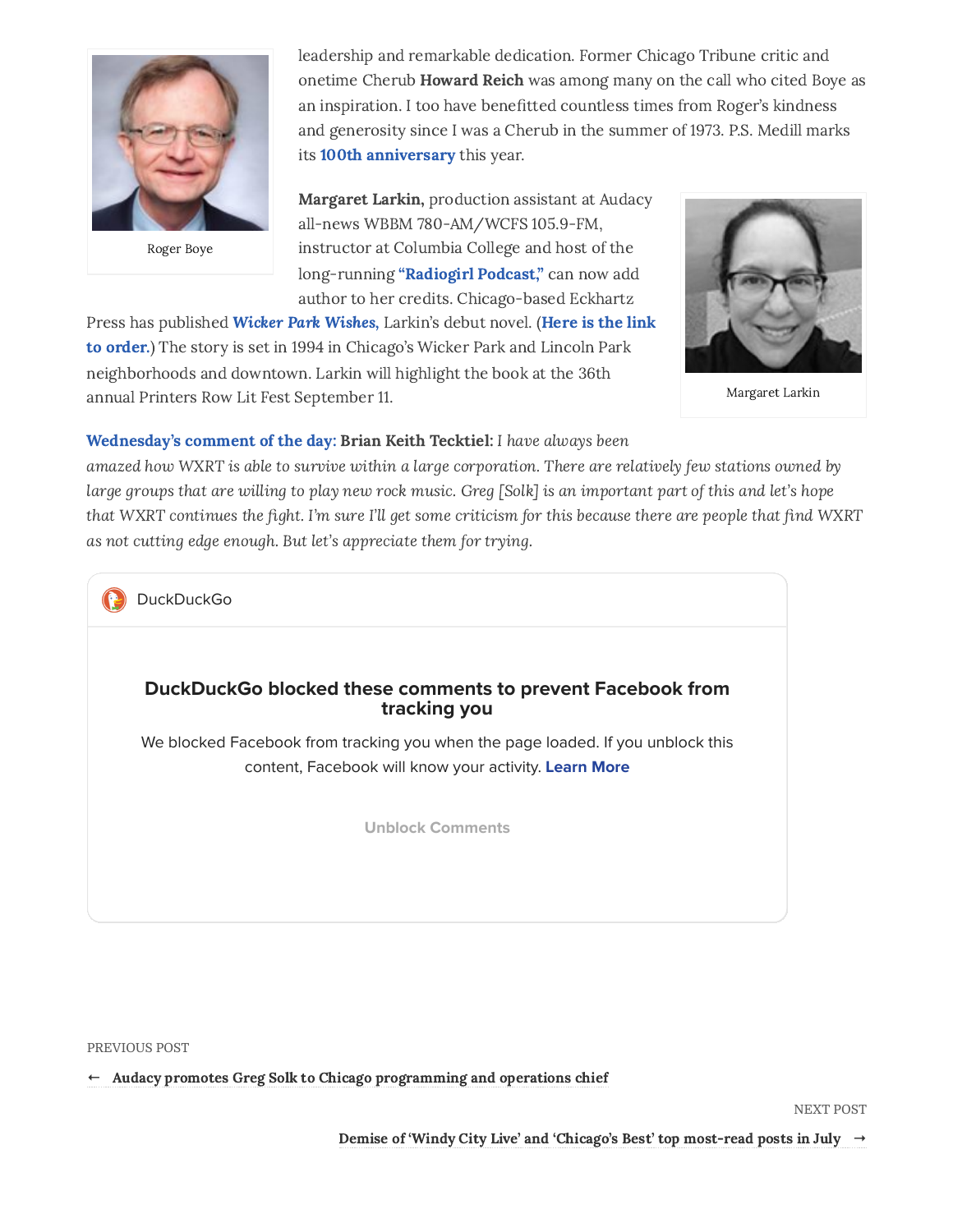leadership and remarkable dedication. Former Chicago Tribune critic and onetime Cherub **Howard Reich** was among many on the call who cited Boye as an inspiration. I too have benefitted countless times from Roger's kindness and generosity since I was a Cherub in the summer of 1973. P.S. Medill marks its **100th anniversary** this year.

Roger Boye

**Margaret Larkin,** production assistant at Audacy all-news WBBM 780-AM/WCFS 105.9-FM, instructor at Columbia College and host of the long-running **"Radiogirl Podcast,"** can now add author to her credits. Chicago-based Eckhartz Press has published ***Wicker Park Wishes,*** Larkin's debut novel. (**Here is the link to order**.) The story is set in 1994 in Chicago's Wicker Park and Lincoln Park neighborhoods and downtown. Larkin will highlight the book at the 36th annual Printers Row Lit Fest September 11.

Margaret Larkin

**Wednesday's comment of the day: Brian Keith Tecktiel:** *I have always been amazed how WXRT is able to survive within a large corporation. There are relatively few stations owned by large groups that are willing to play new rock music. Greg [Solk] is an important part of this and let's hope that WXRT continues the fight. I'm sure I'll get some criticism for this because there are people that find WXRT as not cutting edge enough. But let's appreciate them for trying.*

DuckDuckGo

**DuckDuckGo blocked these comments to prevent Facebook from tracking you**

We blocked Facebook from tracking you when the page loaded. If you unblock this content, Facebook will know your activity. **Learn More**

Unblock Comments

PREVIOUS POST

← **Audacy promotes Greg Solk to Chicago programming and operations chief**

NEXT POST

**Demise of 'Windy City Live' and 'Chicago's Best' top most-read posts in July** →